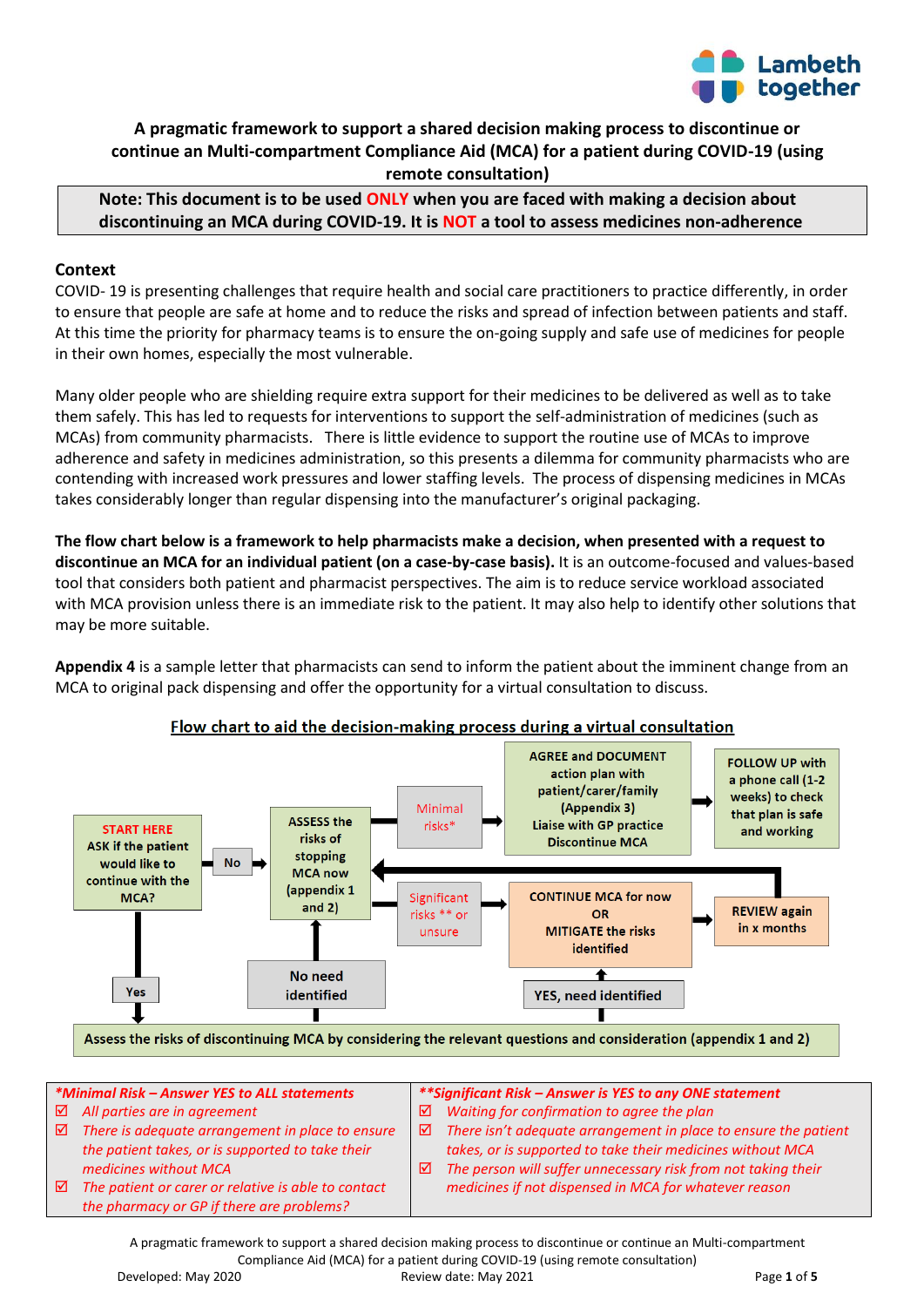# A pragmatic framework to support a shared decision making process to discontinue or continue an Multi-compartment Compliance Aid (MCA) for a patient during COVID-19 (using remote consultation)

**Note: This document is to be used ONLY when you are faced with making a decision about discontinuing an MCA during COVID-19. It is NOT a tool to assess medicines non-adherence**

## Context

COVID- 19 is presenting challenges that require health and social care practitioners to practice differently, in order to ensure that people are safe at home and to reduce the risks and spread of infection between patients and staff. At this time the priority for pharmacy teams is to ensure the on-going supply and safe use of medicines for people in their own homes, especially the most vulnerable.

Many older people who are shielding require extra support for their medicines to be delivered as well as to take them safely. This has led to requests for interventions to support the self-administration of medicines (such as MCAs) from community pharmacists. There is little evidence to support the routine use of MCAs to improve adherence and safety in medicines administration, so this presents a dilemma for community pharmacists who are contending with increased work pressures and lower staffing levels. The process of dispensing medicines in MCAs takes considerably longer than regular dispensing into the manufacturer's original packaging.

**The flow chart below is a framework to help pharmacists make a decision, when presented with a request to discontinue an MCA for an individual patient (on a case-by-case basis).** It is an outcome-focused and values-based tool that considers both patient and pharmacist perspectives. The aim is to reduce service workload associated with MCA provision unless there is an immediate risk to the patient. It may also help to identify other solutions that may be more suitable.

**Appendix 4** is a sample letter that pharmacists can send to inform the patient about the imminent change from an MCA to original pack dispensing and offer the opportunity for a virtual consultation to discuss.

## Flow chart to aid the decision-making process during a virtual consultation

- **START HERE** – ASK if the patient would like to continue with the MCA?
  - **No** → ASSESS the risks of stopping MCA now (appendix 1 and 2)
  - **Yes** → Assess the risks of discontinuing MCA by considering the relevant questions and consideration (appendix 1 and 2)
    - **No need identified** → ASSESS the risks of stopping MCA now (appendix 1 and 2)
    - **YES, need identified** → CONTINUE MCA for now OR MITIGATE the risks identified
- ASSESS the risks of stopping MCA now (appendix 1 and 2):
  - **Minimal risks*** → AGREE and DOCUMENT action plan with patient/carer/family (Appendix 3). Liaise with GP practice. Discontinue MCA → FOLLOW UP with a phone call (1-2 weeks) to check that plan is safe and working
  - **Significant risks ** or unsure** → CONTINUE MCA for now OR MITIGATE the risks identified → REVIEW again in x months → ASSESS the risks of stopping MCA now

| *Minimal Risk – Answer YES to ALL statements | **Significant Risk – Answer is YES to any ONE statement |
|---|---|
| ☑ All parties are in agreement | ☑ Waiting for confirmation to agree the plan |
| ☑ There is adequate arrangement in place to ensure the patient takes, or is supported to take their medicines without MCA | ☑ There isn't adequate arrangement in place to ensure the patient takes, or is supported to take their medicines without MCA |
| ☑ The patient or carer or relative is able to contact the pharmacy or GP if there are problems? | ☑ The person will suffer unnecessary risk from not taking their medicines if not dispensed in MCA for whatever reason |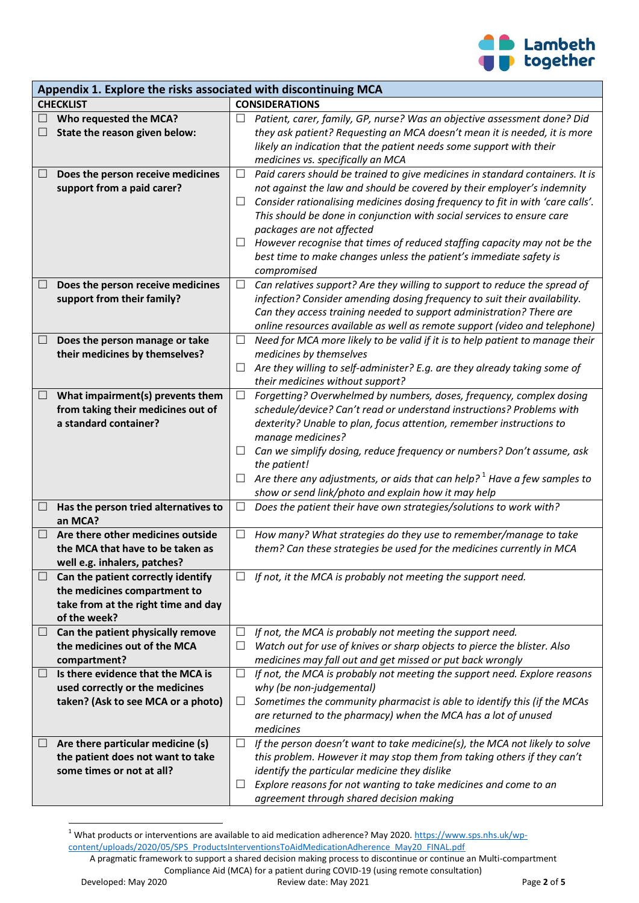| Appendix 1. Explore the risks associated with discontinuing MCA | |
|---|---|
| **CHECKLIST** | **CONSIDERATIONS** |
| ☐ **Who requested the MCA?**<br>☐ **State the reason given below:** | ☐ *Patient, carer, family, GP, nurse? Was an objective assessment done? Did they ask patient? Requesting an MCA doesn't mean it is needed, it is more likely an indication that the patient needs some support with their medicines vs. specifically an MCA* |
| ☐ **Does the person receive medicines support from a paid carer?** | ☐ *Paid carers should be trained to give medicines in standard containers. It is not against the law and should be covered by their employer's indemnity*<br>☐ *Consider rationalising medicines dosing frequency to fit in with 'care calls'. This should be done in conjunction with social services to ensure care packages are not affected*<br>☐ *However recognise that times of reduced staffing capacity may not be the best time to make changes unless the patient's immediate safety is compromised* |
| ☐ **Does the person receive medicines support from their family?** | ☐ *Can relatives support? Are they willing to support to reduce the spread of infection? Consider amending dosing frequency to suit their availability. Can they access training needed to support administration? There are online resources available as well as remote support (video and telephone)* |
| ☐ **Does the person manage or take their medicines by themselves?** | ☐ *Need for MCA more likely to be valid if it is to help patient to manage their medicines by themselves*<br>☐ *Are they willing to self-administer? E.g. are they already taking some of their medicines without support?* |
| ☐ **What impairment(s) prevents them from taking their medicines out of a standard container?** | ☐ *Forgetting? Overwhelmed by numbers, doses, frequency, complex dosing schedule/device? Can't read or understand instructions? Problems with dexterity? Unable to plan, focus attention, remember instructions to manage medicines?*<br>☐ *Can we simplify dosing, reduce frequency or numbers? Don't assume, ask the patient!*<br>☐ *Are there any adjustments, or aids that can help?*[1] *Have a few samples to show or send link/photo and explain how it may help* |
| ☐ **Has the person tried alternatives to an MCA?** | ☐ *Does the patient their have own strategies/solutions to work with?* |
| ☐ **Are there other medicines outside the MCA that have to be taken as well e.g. inhalers, patches?** | ☐ *How many? What strategies do they use to remember/manage to take them? Can these strategies be used for the medicines currently in MCA* |
| ☐ **Can the patient correctly identify the medicines compartment to take from at the right time and day of the week?** | ☐ *If not, it the MCA is probably not meeting the support need.* |
| ☐ **Can the patient physically remove the medicines out of the MCA compartment?** | ☐ *If not, the MCA is probably not meeting the support need.*<br>☐ *Watch out for use of knives or sharp objects to pierce the blister. Also medicines may fall out and get missed or put back wrongly* |
| ☐ **Is there evidence that the MCA is used correctly or the medicines taken? (Ask to see MCA or a photo)** | ☐ *If not, the MCA is probably not meeting the support need. Explore reasons why (be non-judgemental)*<br>☐ *Sometimes the community pharmacist is able to identify this (if the MCAs are returned to the pharmacy) when the MCA has a lot of unused medicines* |
| ☐ **Are there particular medicine (s) the patient does not want to take some times or not at all?** | ☐ *If the person doesn't want to take medicine(s), the MCA not likely to solve this problem. However it may stop them from taking others if they can't identify the particular medicine they dislike*<br>☐ *Explore reasons for not wanting to take medicines and come to an agreement through shared decision making* |

[1] What products or interventions are available to aid medication adherence? May 2020. https://www.sps.nhs.uk/wp-content/uploads/2020/05/SPS_ProductsInterventionsToAidMedicationAdherence_May20_FINAL.pdf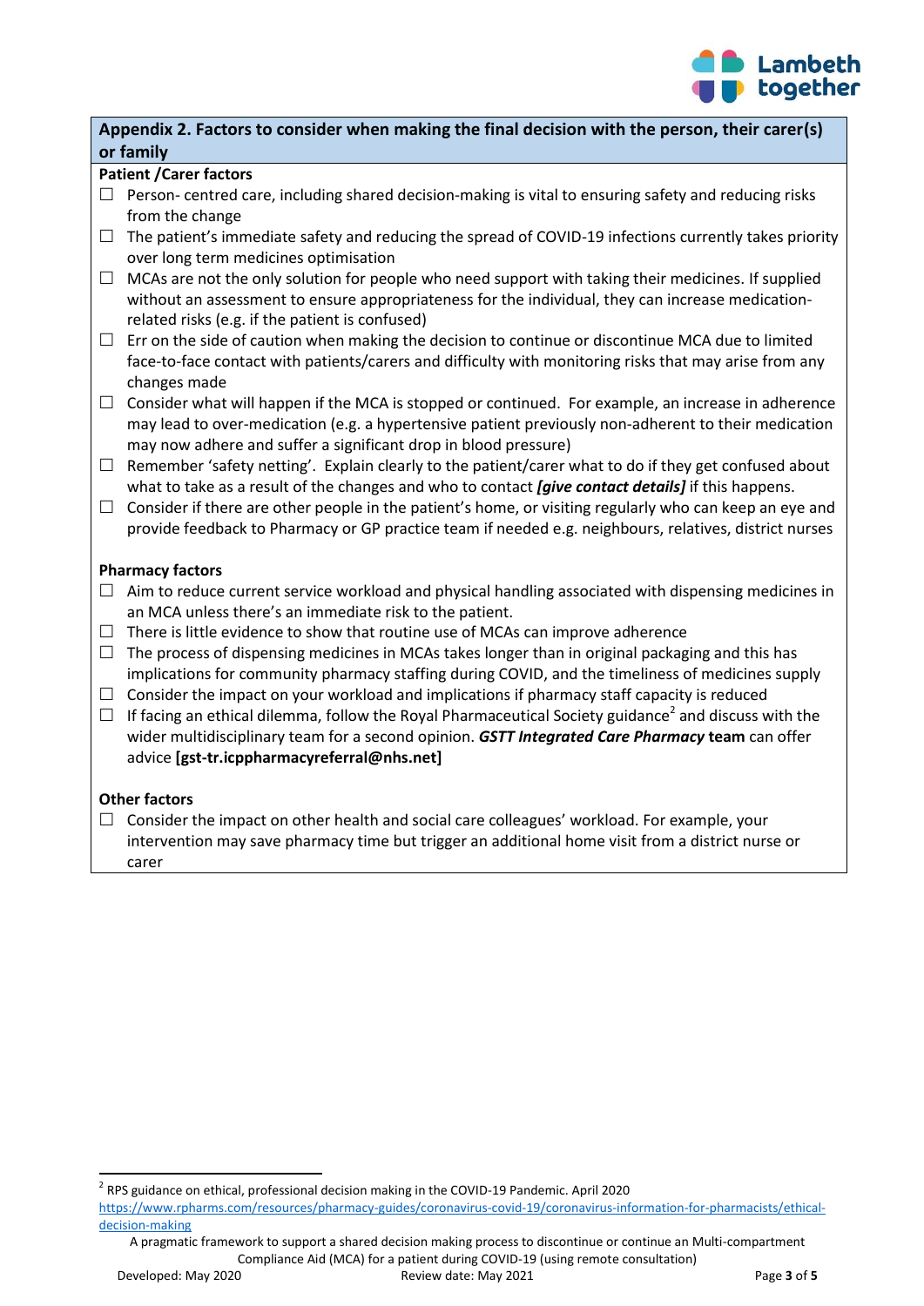## Appendix 2. Factors to consider when making the final decision with the person, their carer(s) or family

**Patient /Carer factors**

- ☐ Person- centred care, including shared decision-making is vital to ensuring safety and reducing risks from the change
- ☐ The patient's immediate safety and reducing the spread of COVID-19 infections currently takes priority over long term medicines optimisation
- ☐ MCAs are not the only solution for people who need support with taking their medicines. If supplied without an assessment to ensure appropriateness for the individual, they can increase medication-related risks (e.g. if the patient is confused)
- ☐ Err on the side of caution when making the decision to continue or discontinue MCA due to limited face-to-face contact with patients/carers and difficulty with monitoring risks that may arise from any changes made
- ☐ Consider what will happen if the MCA is stopped or continued. For example, an increase in adherence may lead to over-medication (e.g. a hypertensive patient previously non-adherent to their medication may now adhere and suffer a significant drop in blood pressure)
- ☐ Remember 'safety netting'. Explain clearly to the patient/carer what to do if they get confused about what to take as a result of the changes and who to contact ***[give contact details]*** if this happens.
- ☐ Consider if there are other people in the patient's home, or visiting regularly who can keep an eye and provide feedback to Pharmacy or GP practice team if needed e.g. neighbours, relatives, district nurses

**Pharmacy factors**

- ☐ Aim to reduce current service workload and physical handling associated with dispensing medicines in an MCA unless there's an immediate risk to the patient.
- ☐ There is little evidence to show that routine use of MCAs can improve adherence
- ☐ The process of dispensing medicines in MCAs takes longer than in original packaging and this has implications for community pharmacy staffing during COVID, and the timeliness of medicines supply
- ☐ Consider the impact on your workload and implications if pharmacy staff capacity is reduced
- ☐ If facing an ethical dilemma, follow the Royal Pharmaceutical Society guidance[2] and discuss with the wider multidisciplinary team for a second opinion. ***GSTT Integrated Care Pharmacy*** **team** can offer advice **[gst-tr.icppharmacyreferral@nhs.net]**

**Other factors**

- ☐ Consider the impact on other health and social care colleagues' workload. For example, your intervention may save pharmacy time but trigger an additional home visit from a district nurse or carer

---

[2] RPS guidance on ethical, professional decision making in the COVID-19 Pandemic. April 2020 https://www.rpharms.com/resources/pharmacy-guides/coronavirus-covid-19/coronavirus-information-for-pharmacists/ethical-decision-making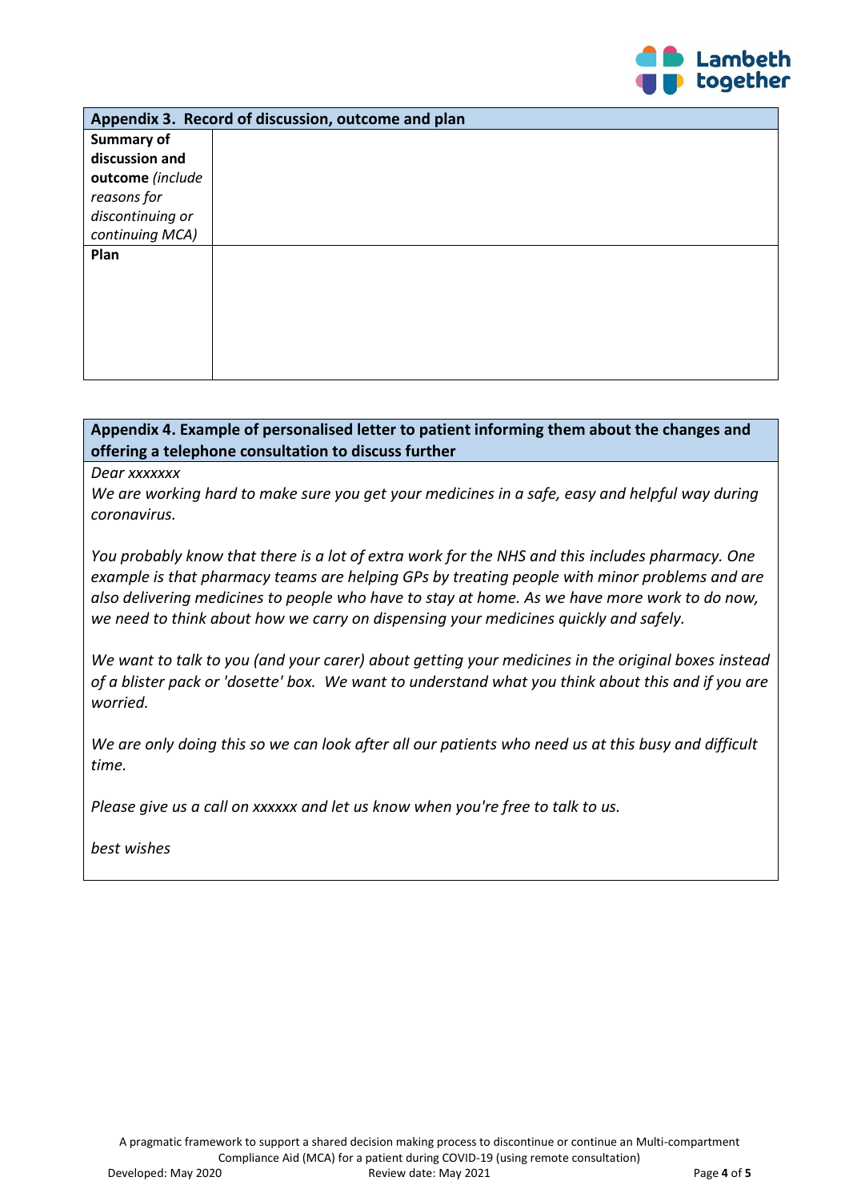| Appendix 3. Record of discussion, outcome and plan | |
|---|---|
| **Summary of discussion and outcome** *(include reasons for discontinuing or continuing MCA)* | |
| **Plan** | |

**Appendix 4. Example of personalised letter to patient informing them about the changes and offering a telephone consultation to discuss further**

*Dear xxxxxxx*

*We are working hard to make sure you get your medicines in a safe, easy and helpful way during coronavirus.*

*You probably know that there is a lot of extra work for the NHS and this includes pharmacy. One example is that pharmacy teams are helping GPs by treating people with minor problems and are also delivering medicines to people who have to stay at home. As we have more work to do now, we need to think about how we carry on dispensing your medicines quickly and safely.*

*We want to talk to you (and your carer) about getting your medicines in the original boxes instead of a blister pack or 'dosette' box. We want to understand what you think about this and if you are worried.*

*We are only doing this so we can look after all our patients who need us at this busy and difficult time.*

*Please give us a call on xxxxxx and let us know when you're free to talk to us.*

*best wishes*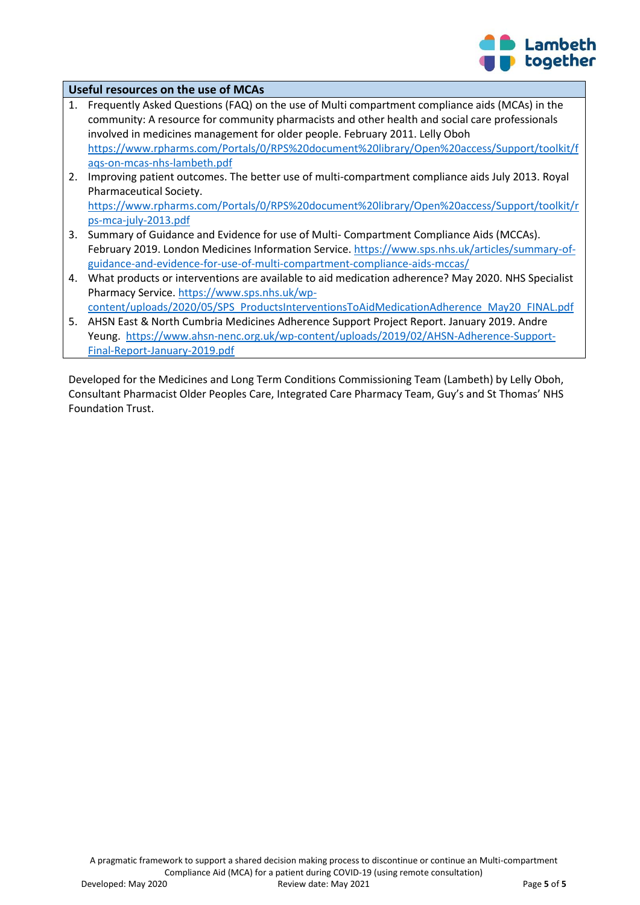## Useful resources on the use of MCAs

1. Frequently Asked Questions (FAQ) on the use of Multi compartment compliance aids (MCAs) in the community: A resource for community pharmacists and other health and social care professionals involved in medicines management for older people. February 2011. Lelly Oboh https://www.rpharms.com/Portals/0/RPS%20document%20library/Open%20access/Support/toolkit/faqs-on-mcas-nhs-lambeth.pdf
2. Improving patient outcomes. The better use of multi-compartment compliance aids July 2013. Royal Pharmaceutical Society. https://www.rpharms.com/Portals/0/RPS%20document%20library/Open%20access/Support/toolkit/rps-mca-july-2013.pdf
3. Summary of Guidance and Evidence for use of Multi- Compartment Compliance Aids (MCCAs). February 2019. London Medicines Information Service. https://www.sps.nhs.uk/articles/summary-of-guidance-and-evidence-for-use-of-multi-compartment-compliance-aids-mccas/
4. What products or interventions are available to aid medication adherence? May 2020. NHS Specialist Pharmacy Service. https://www.sps.nhs.uk/wp-content/uploads/2020/05/SPS_ProductsInterventionsToAidMedicationAdherence_May20_FINAL.pdf
5. AHSN East & North Cumbria Medicines Adherence Support Project Report. January 2019. Andre Yeung. https://www.ahsn-nenc.org.uk/wp-content/uploads/2019/02/AHSN-Adherence-Support-Final-Report-January-2019.pdf

Developed for the Medicines and Long Term Conditions Commissioning Team (Lambeth) by Lelly Oboh, Consultant Pharmacist Older Peoples Care, Integrated Care Pharmacy Team, Guy's and St Thomas' NHS Foundation Trust.